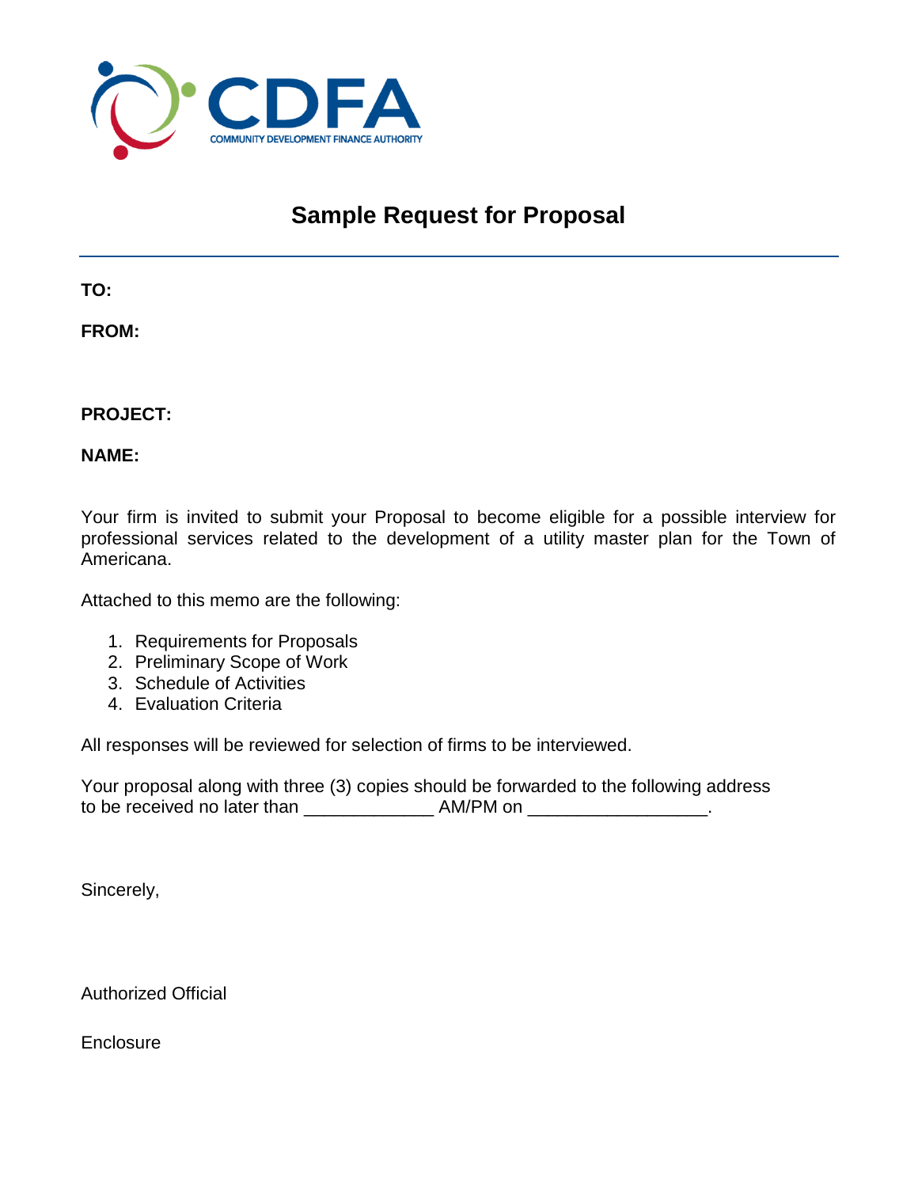CDFA
COMMUNITY DEVELOPMENT FINANCE AUTHORITY

# Sample Request for Proposal

---

**TO:**

**FROM:**

**PROJECT:**

**NAME:**

Your firm is invited to submit your Proposal to become eligible for a possible interview for professional services related to the development of a utility master plan for the Town of Americana.

Attached to this memo are the following:

1. Requirements for Proposals
2. Preliminary Scope of Work
3. Schedule of Activities
4. Evaluation Criteria

All responses will be reviewed for selection of firms to be interviewed.

Your proposal along with three (3) copies should be forwarded to the following address to be received no later than _____________ AM/PM on __________________.

Sincerely,

Authorized Official

Enclosure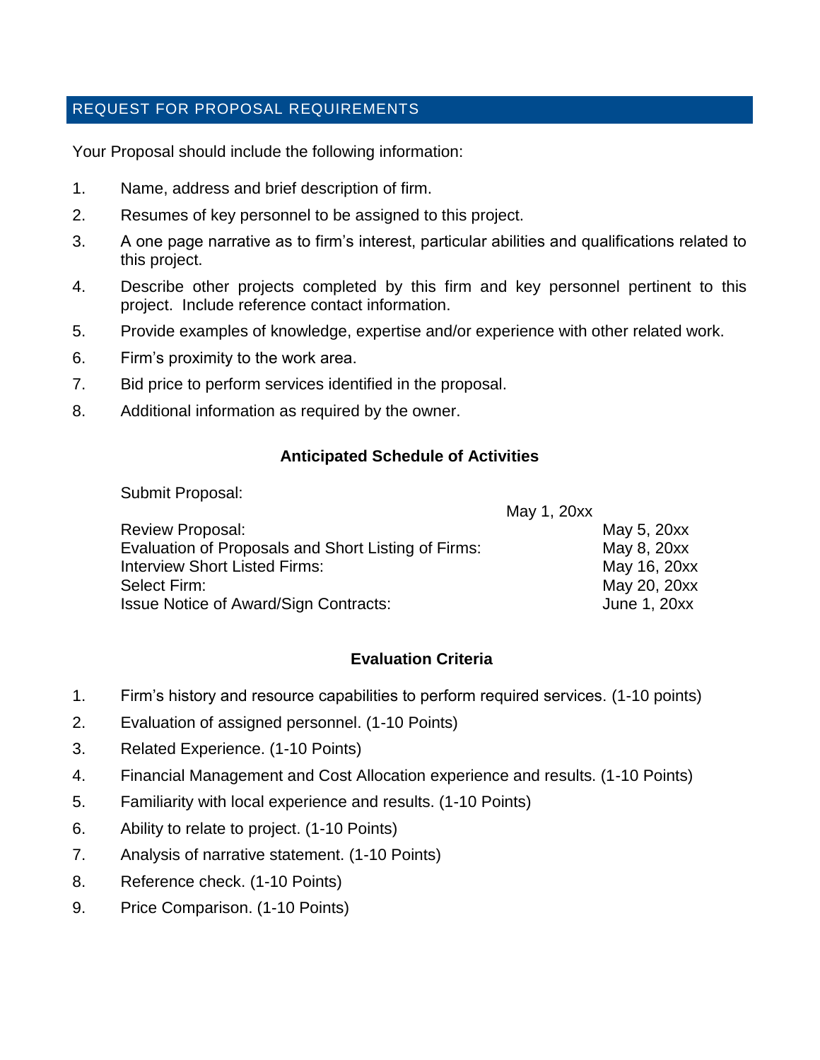## REQUEST FOR PROPOSAL REQUIREMENTS

Your Proposal should include the following information:

1. Name, address and brief description of firm.
2. Resumes of key personnel to be assigned to this project.
3. A one page narrative as to firm's interest, particular abilities and qualifications related to this project.
4. Describe other projects completed by this firm and key personnel pertinent to this project. Include reference contact information.
5. Provide examples of knowledge, expertise and/or experience with other related work.
6. Firm's proximity to the work area.
7. Bid price to perform services identified in the proposal.
8. Additional information as required by the owner.

### Anticipated Schedule of Activities

| | |
|---|---|
| Submit Proposal: | May 1, 20xx |
| Review Proposal: | May 5, 20xx |
| Evaluation of Proposals and Short Listing of Firms: | May 8, 20xx |
| Interview Short Listed Firms: | May 16, 20xx |
| Select Firm: | May 20, 20xx |
| Issue Notice of Award/Sign Contracts: | June 1, 20xx |

### Evaluation Criteria

1. Firm's history and resource capabilities to perform required services. (1-10 points)
2. Evaluation of assigned personnel. (1-10 Points)
3. Related Experience. (1-10 Points)
4. Financial Management and Cost Allocation experience and results. (1-10 Points)
5. Familiarity with local experience and results. (1-10 Points)
6. Ability to relate to project. (1-10 Points)
7. Analysis of narrative statement. (1-10 Points)
8. Reference check. (1-10 Points)
9. Price Comparison. (1-10 Points)